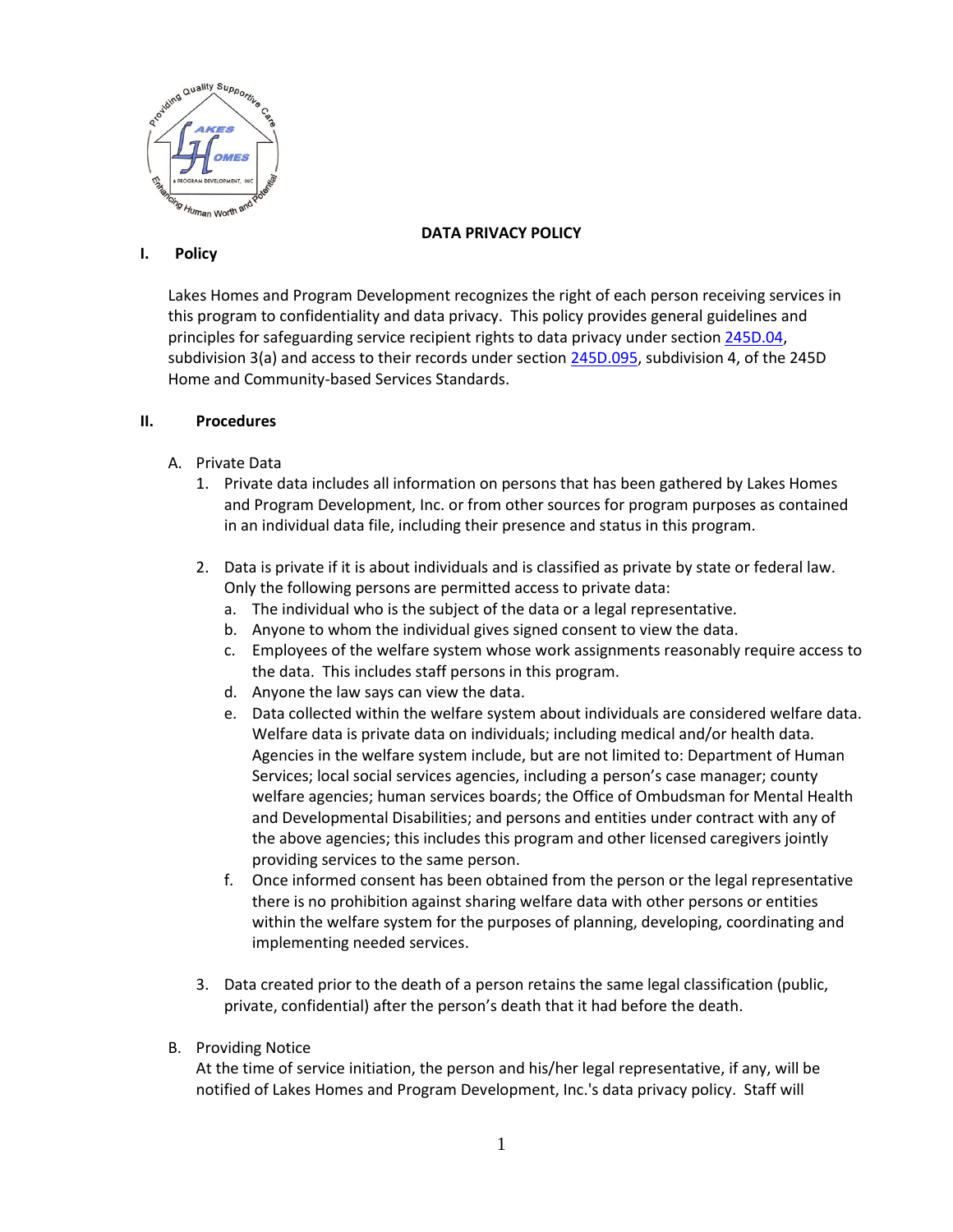# DATA PRIVACY POLICY

## I. Policy

Lakes Homes and Program Development recognizes the right of each person receiving services in this program to confidentiality and data privacy. This policy provides general guidelines and principles for safeguarding service recipient rights to data privacy under section 245D.04, subdivision 3(a) and access to their records under section 245D.095, subdivision 4, of the 245D Home and Community-based Services Standards.

## II. Procedures

A. Private Data

1. Private data includes all information on persons that has been gathered by Lakes Homes and Program Development, Inc. or from other sources for program purposes as contained in an individual data file, including their presence and status in this program.

2. Data is private if it is about individuals and is classified as private by state or federal law. Only the following persons are permitted access to private data:
   a. The individual who is the subject of the data or a legal representative.
   b. Anyone to whom the individual gives signed consent to view the data.
   c. Employees of the welfare system whose work assignments reasonably require access to the data. This includes staff persons in this program.
   d. Anyone the law says can view the data.
   e. Data collected within the welfare system about individuals are considered welfare data. Welfare data is private data on individuals; including medical and/or health data. Agencies in the welfare system include, but are not limited to: Department of Human Services; local social services agencies, including a person's case manager; county welfare agencies; human services boards; the Office of Ombudsman for Mental Health and Developmental Disabilities; and persons and entities under contract with any of the above agencies; this includes this program and other licensed caregivers jointly providing services to the same person.
   f. Once informed consent has been obtained from the person or the legal representative there is no prohibition against sharing welfare data with other persons or entities within the welfare system for the purposes of planning, developing, coordinating and implementing needed services.

3. Data created prior to the death of a person retains the same legal classification (public, private, confidential) after the person's death that it had before the death.

B. Providing Notice

At the time of service initiation, the person and his/her legal representative, if any, will be notified of Lakes Homes and Program Development, Inc.'s data privacy policy. Staff will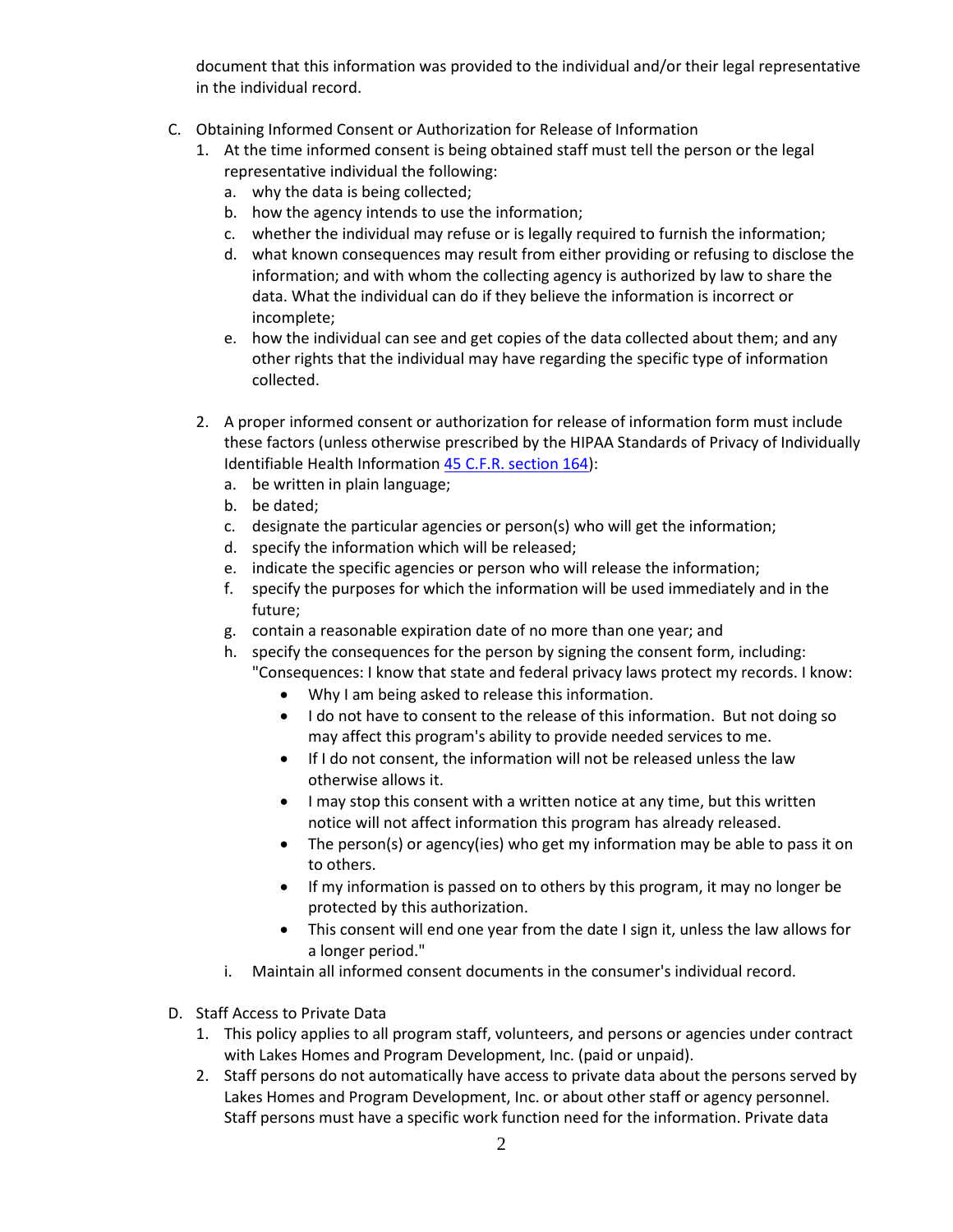document that this information was provided to the individual and/or their legal representative in the individual record.

C. Obtaining Informed Consent or Authorization for Release of Information
   1. At the time informed consent is being obtained staff must tell the person or the legal representative individual the following:
      a. why the data is being collected;
      b. how the agency intends to use the information;
      c. whether the individual may refuse or is legally required to furnish the information;
      d. what known consequences may result from either providing or refusing to disclose the information; and with whom the collecting agency is authorized by law to share the data. What the individual can do if they believe the information is incorrect or incomplete;
      e. how the individual can see and get copies of the data collected about them; and any other rights that the individual may have regarding the specific type of information collected.

   2. A proper informed consent or authorization for release of information form must include these factors (unless otherwise prescribed by the HIPAA Standards of Privacy of Individually Identifiable Health Information [45 C.F.R. section 164]):
      a. be written in plain language;
      b. be dated;
      c. designate the particular agencies or person(s) who will get the information;
      d. specify the information which will be released;
      e. indicate the specific agencies or person who will release the information;
      f. specify the purposes for which the information will be used immediately and in the future;
      g. contain a reasonable expiration date of no more than one year; and
      h. specify the consequences for the person by signing the consent form, including: "Consequences: I know that state and federal privacy laws protect my records. I know:
         - Why I am being asked to release this information.
         - I do not have to consent to the release of this information. But not doing so may affect this program's ability to provide needed services to me.
         - If I do not consent, the information will not be released unless the law otherwise allows it.
         - I may stop this consent with a written notice at any time, but this written notice will not affect information this program has already released.
         - The person(s) or agency(ies) who get my information may be able to pass it on to others.
         - If my information is passed on to others by this program, it may no longer be protected by this authorization.
         - This consent will end one year from the date I sign it, unless the law allows for a longer period."
      i. Maintain all informed consent documents in the consumer's individual record.

D. Staff Access to Private Data
   1. This policy applies to all program staff, volunteers, and persons or agencies under contract with Lakes Homes and Program Development, Inc. (paid or unpaid).
   2. Staff persons do not automatically have access to private data about the persons served by Lakes Homes and Program Development, Inc. or about other staff or agency personnel. Staff persons must have a specific work function need for the information. Private data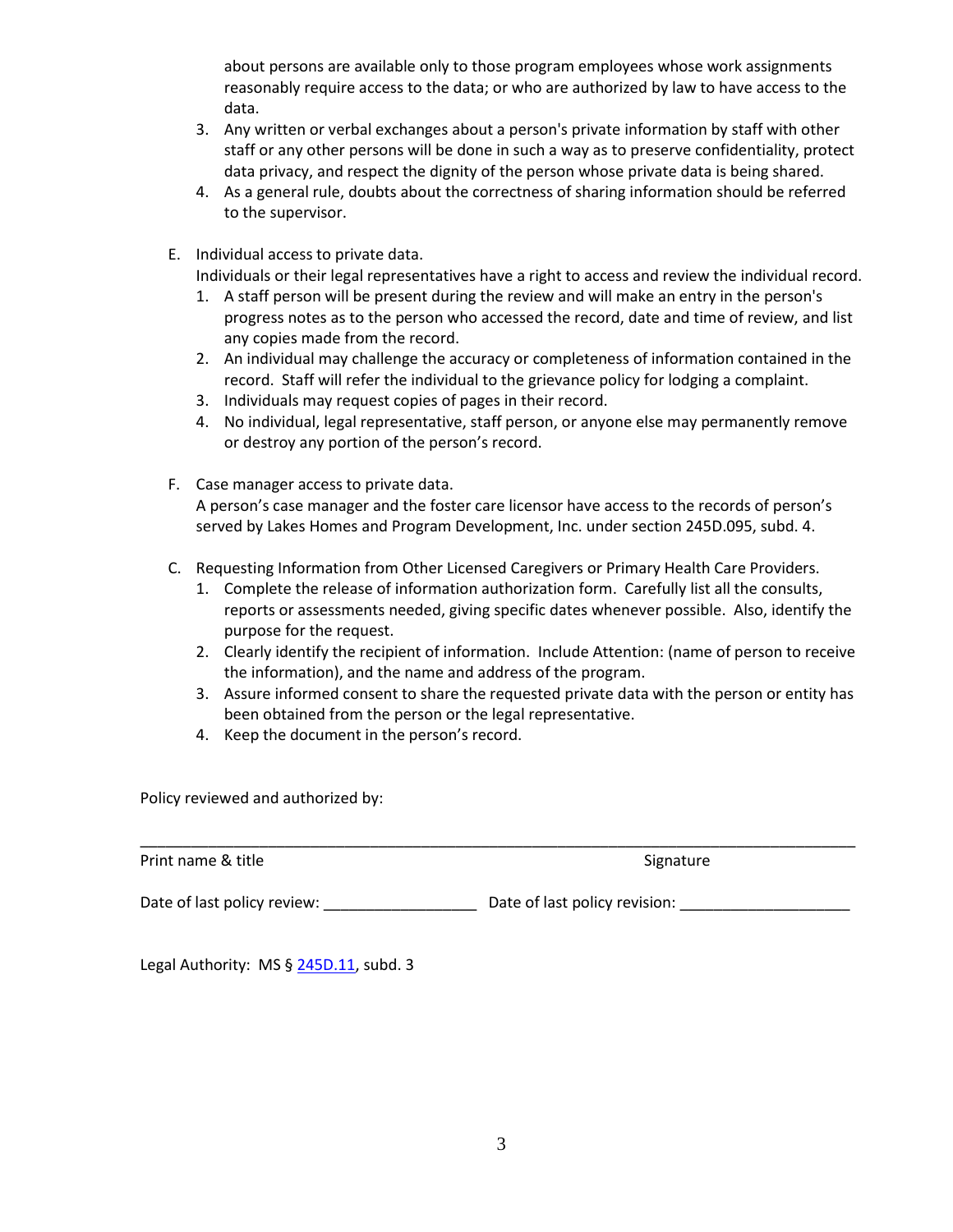about persons are available only to those program employees whose work assignments reasonably require access to the data; or who are authorized by law to have access to the data.

3. Any written or verbal exchanges about a person's private information by staff with other staff or any other persons will be done in such a way as to preserve confidentiality, protect data privacy, and respect the dignity of the person whose private data is being shared.
4. As a general rule, doubts about the correctness of sharing information should be referred to the supervisor.

E. Individual access to private data.
Individuals or their legal representatives have a right to access and review the individual record.
   1. A staff person will be present during the review and will make an entry in the person's progress notes as to the person who accessed the record, date and time of review, and list any copies made from the record.
   2. An individual may challenge the accuracy or completeness of information contained in the record. Staff will refer the individual to the grievance policy for lodging a complaint.
   3. Individuals may request copies of pages in their record.
   4. No individual, legal representative, staff person, or anyone else may permanently remove or destroy any portion of the person's record.

F. Case manager access to private data.
A person's case manager and the foster care licensor have access to the records of person's served by Lakes Homes and Program Development, Inc. under section 245D.095, subd. 4.

C. Requesting Information from Other Licensed Caregivers or Primary Health Care Providers.
   1. Complete the release of information authorization form. Carefully list all the consults, reports or assessments needed, giving specific dates whenever possible. Also, identify the purpose for the request.
   2. Clearly identify the recipient of information. Include Attention: (name of person to receive the information), and the name and address of the program.
   3. Assure informed consent to share the requested private data with the person or entity has been obtained from the person or the legal representative.
   4. Keep the document in the person's record.

Policy reviewed and authorized by:

_______________________________________________________________________________

Print name & title                                                                                                    Signature

Date of last policy review: _________________  Date of last policy revision: ___________________

Legal Authority: MS § 245D.11, subd. 3